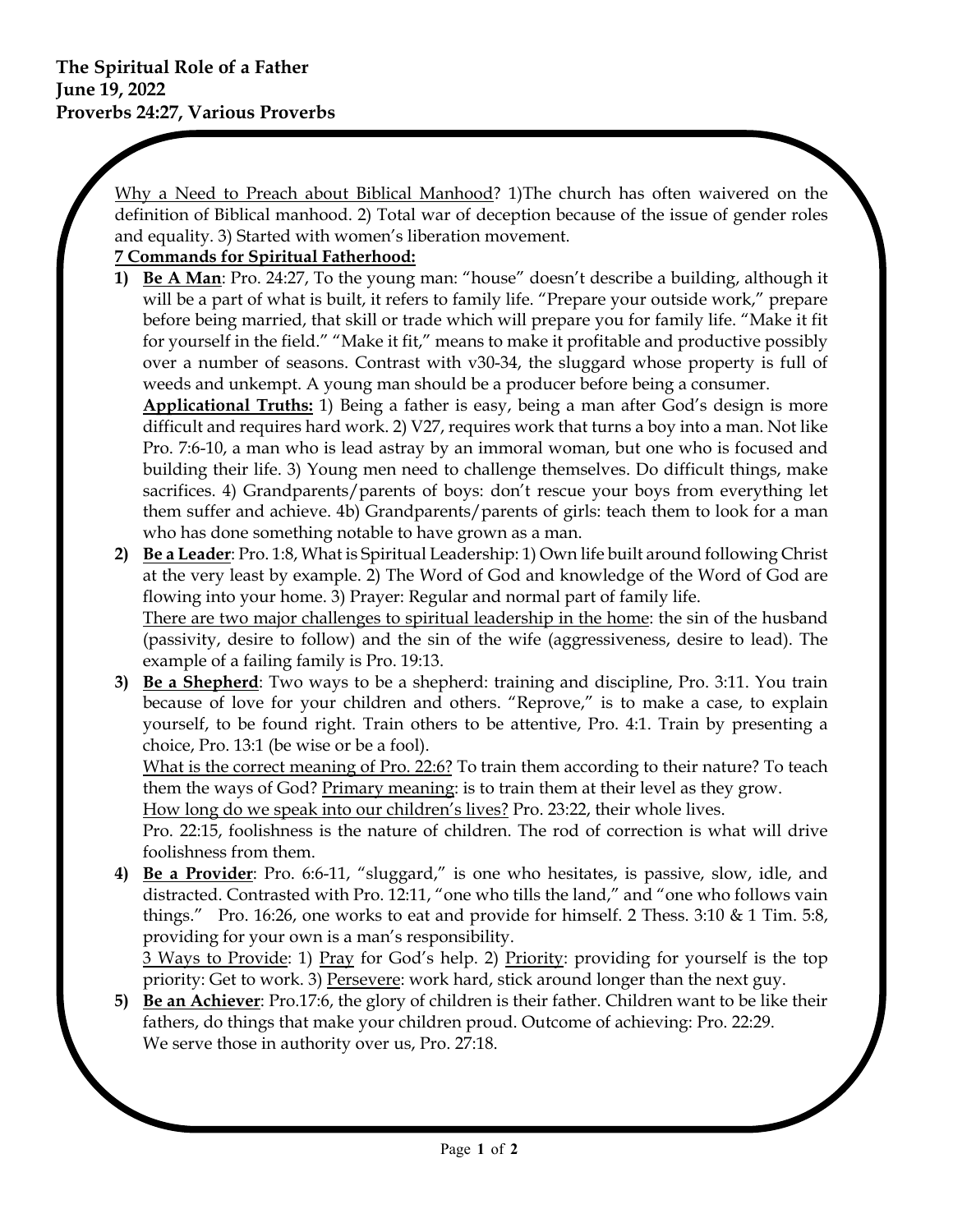**The Spiritual Role of a Father**
**June 19, 2022**
**Proverbs 24:27, Various Proverbs**

Why a Need to Preach about Biblical Manhood? 1)The church has often waivered on the definition of Biblical manhood. 2) Total war of deception because of the issue of gender roles and equality. 3) Started with women's liberation movement.

**7 Commands for Spiritual Fatherhood:**

1) **Be A Man**: Pro. 24:27, To the young man: "house" doesn't describe a building, although it will be a part of what is built, it refers to family life. "Prepare your outside work," prepare before being married, that skill or trade which will prepare you for family life. "Make it fit for yourself in the field." "Make it fit," means to make it profitable and productive possibly over a number of seasons. Contrast with v30-34, the sluggard whose property is full of weeds and unkempt. A young man should be a producer before being a consumer.
   **Applicational Truths:** 1) Being a father is easy, being a man after God's design is more difficult and requires hard work. 2) V27, requires work that turns a boy into a man. Not like Pro. 7:6-10, a man who is lead astray by an immoral woman, but one who is focused and building their life. 3) Young men need to challenge themselves. Do difficult things, make sacrifices. 4) Grandparents/parents of boys: don't rescue your boys from everything let them suffer and achieve. 4b) Grandparents/parents of girls: teach them to look for a man who has done something notable to have grown as a man.

2) **Be a Leader**: Pro. 1:8, What is Spiritual Leadership: 1) Own life built around following Christ at the very least by example. 2) The Word of God and knowledge of the Word of God are flowing into your home. 3) Prayer: Regular and normal part of family life.
   There are two major challenges to spiritual leadership in the home: the sin of the husband (passivity, desire to follow) and the sin of the wife (aggressiveness, desire to lead). The example of a failing family is Pro. 19:13.

3) **Be a Shepherd**: Two ways to be a shepherd: training and discipline, Pro. 3:11. You train because of love for your children and others. "Reprove," is to make a case, to explain yourself, to be found right. Train others to be attentive, Pro. 4:1. Train by presenting a choice, Pro. 13:1 (be wise or be a fool).
   What is the correct meaning of Pro. 22:6? To train them according to their nature? To teach them the ways of God? Primary meaning: is to train them at their level as they grow.
   How long do we speak into our children's lives? Pro. 23:22, their whole lives.
   Pro. 22:15, foolishness is the nature of children. The rod of correction is what will drive foolishness from them.

4) **Be a Provider**: Pro. 6:6-11, "sluggard," is one who hesitates, is passive, slow, idle, and distracted. Contrasted with Pro. 12:11, "one who tills the land," and "one who follows vain things." Pro. 16:26, one works to eat and provide for himself. 2 Thess. 3:10 & 1 Tim. 5:8, providing for your own is a man's responsibility.
   3 Ways to Provide: 1) Pray for God's help. 2) Priority: providing for yourself is the top priority: Get to work. 3) Persevere: work hard, stick around longer than the next guy.

5) **Be an Achiever**: Pro.17:6, the glory of children is their father. Children want to be like their fathers, do things that make your children proud. Outcome of achieving: Pro. 22:29.
   We serve those in authority over us, Pro. 27:18.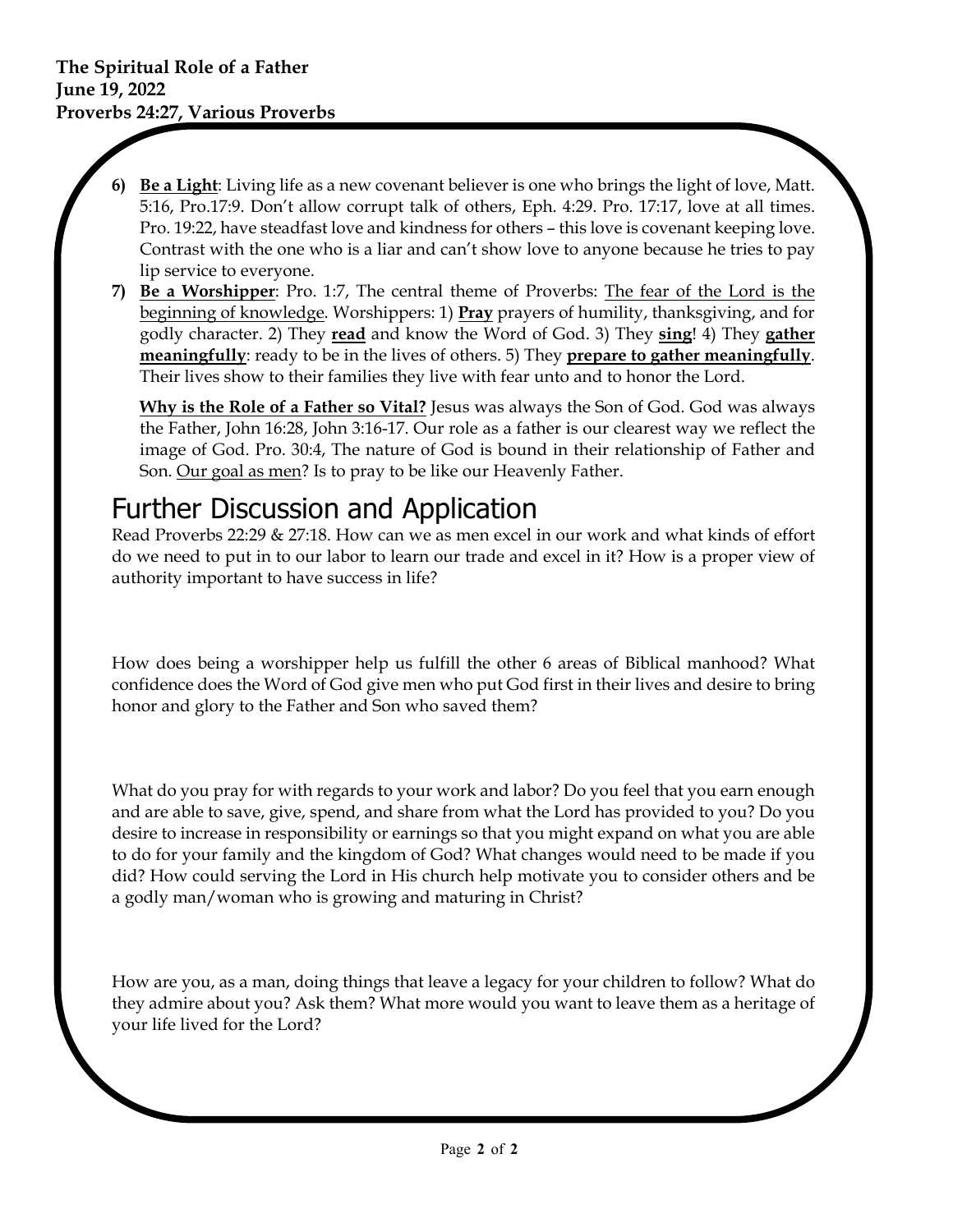**The Spiritual Role of a Father**
**June 19, 2022**
**Proverbs 24:27, Various Proverbs**

6) **Be a Light**: Living life as a new covenant believer is one who brings the light of love, Matt. 5:16, Pro.17:9. Don't allow corrupt talk of others, Eph. 4:29. Pro. 17:17, love at all times. Pro. 19:22, have steadfast love and kindness for others – this love is covenant keeping love. Contrast with the one who is a liar and can't show love to anyone because he tries to pay lip service to everyone.
7) **Be a Worshipper**: Pro. 1:7, The central theme of Proverbs: The fear of the Lord is the beginning of knowledge. Worshippers: 1) **Pray** prayers of humility, thanksgiving, and for godly character. 2) They **read** and know the Word of God. 3) They **sing**! 4) They **gather meaningfully**: ready to be in the lives of others. 5) They **prepare to gather meaningfully**. Their lives show to their families they live with fear unto and to honor the Lord.

**Why is the Role of a Father so Vital?** Jesus was always the Son of God. God was always the Father, John 16:28, John 3:16-17. Our role as a father is our clearest way we reflect the image of God. Pro. 30:4, The nature of God is bound in their relationship of Father and Son. Our goal as men? Is to pray to be like our Heavenly Father.

# Further Discussion and Application

Read Proverbs 22:29 & 27:18. How can we as men excel in our work and what kinds of effort do we need to put in to our labor to learn our trade and excel in it? How is a proper view of authority important to have success in life?

How does being a worshipper help us fulfill the other 6 areas of Biblical manhood? What confidence does the Word of God give men who put God first in their lives and desire to bring honor and glory to the Father and Son who saved them?

What do you pray for with regards to your work and labor? Do you feel that you earn enough and are able to save, give, spend, and share from what the Lord has provided to you? Do you desire to increase in responsibility or earnings so that you might expand on what you are able to do for your family and the kingdom of God? What changes would need to be made if you did? How could serving the Lord in His church help motivate you to consider others and be a godly man/woman who is growing and maturing in Christ?

How are you, as a man, doing things that leave a legacy for your children to follow? What do they admire about you? Ask them? What more would you want to leave them as a heritage of your life lived for the Lord?